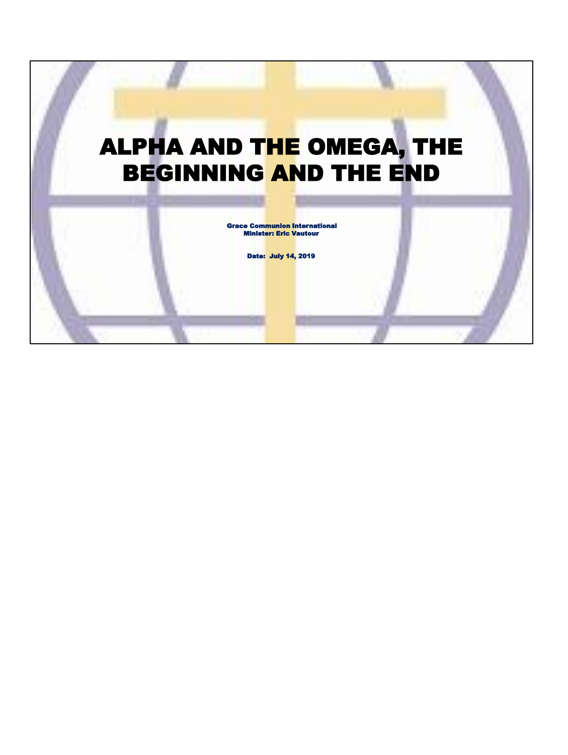# ALPHA AND THE OMEGA, THE BEGINNING AND THE END

**Grace Communion International**
**Minister: Eric Vautour**

**Date: July 14, 2019**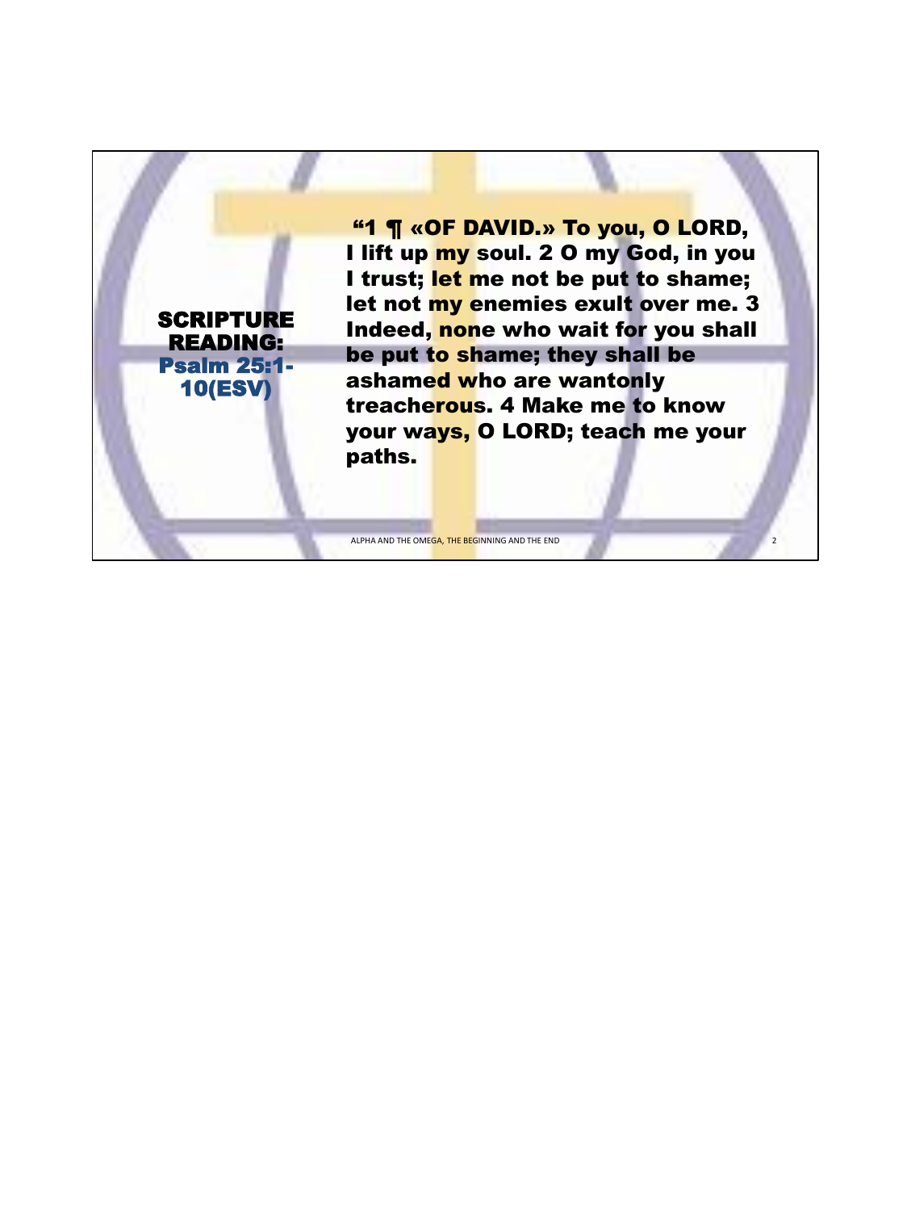## SCRIPTURE READING: Psalm 25:1-10(ESV)

**"1 ¶ «OF DAVID.» To you, O LORD, I lift up my soul. 2 O my God, in you I trust; let me not be put to shame; let not my enemies exult over me. 3 Indeed, none who wait for you shall be put to shame; they shall be ashamed who are wantonly treacherous. 4 Make me to know your ways, O LORD; teach me your paths.**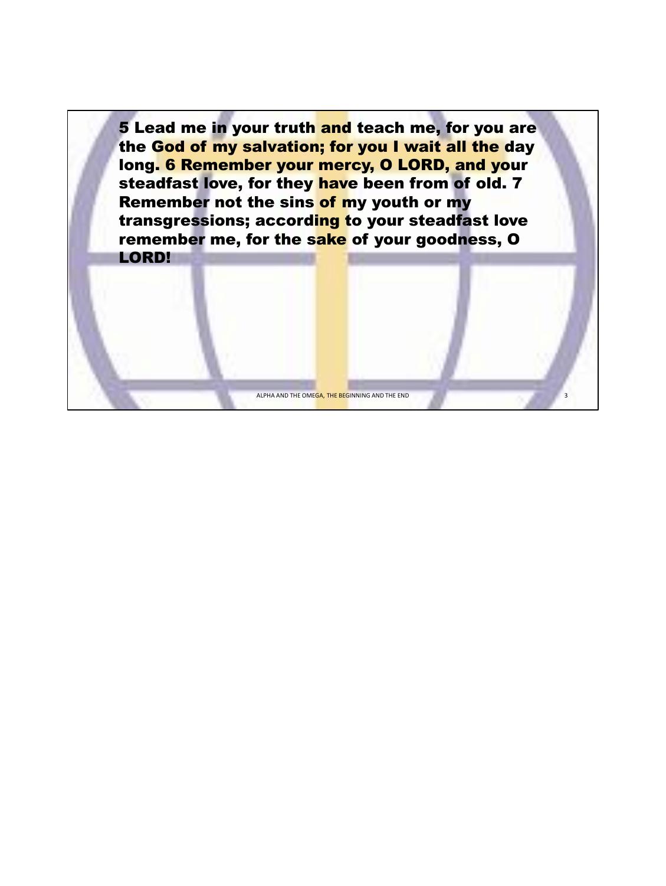**5 Lead me in your truth and teach me, for you are the God of my salvation; for you I wait all the day long. 6 Remember your mercy, O LORD, and your steadfast love, for they have been from of old. 7 Remember not the sins of my youth or my transgressions; according to your steadfast love remember me, for the sake of your goodness, O LORD!**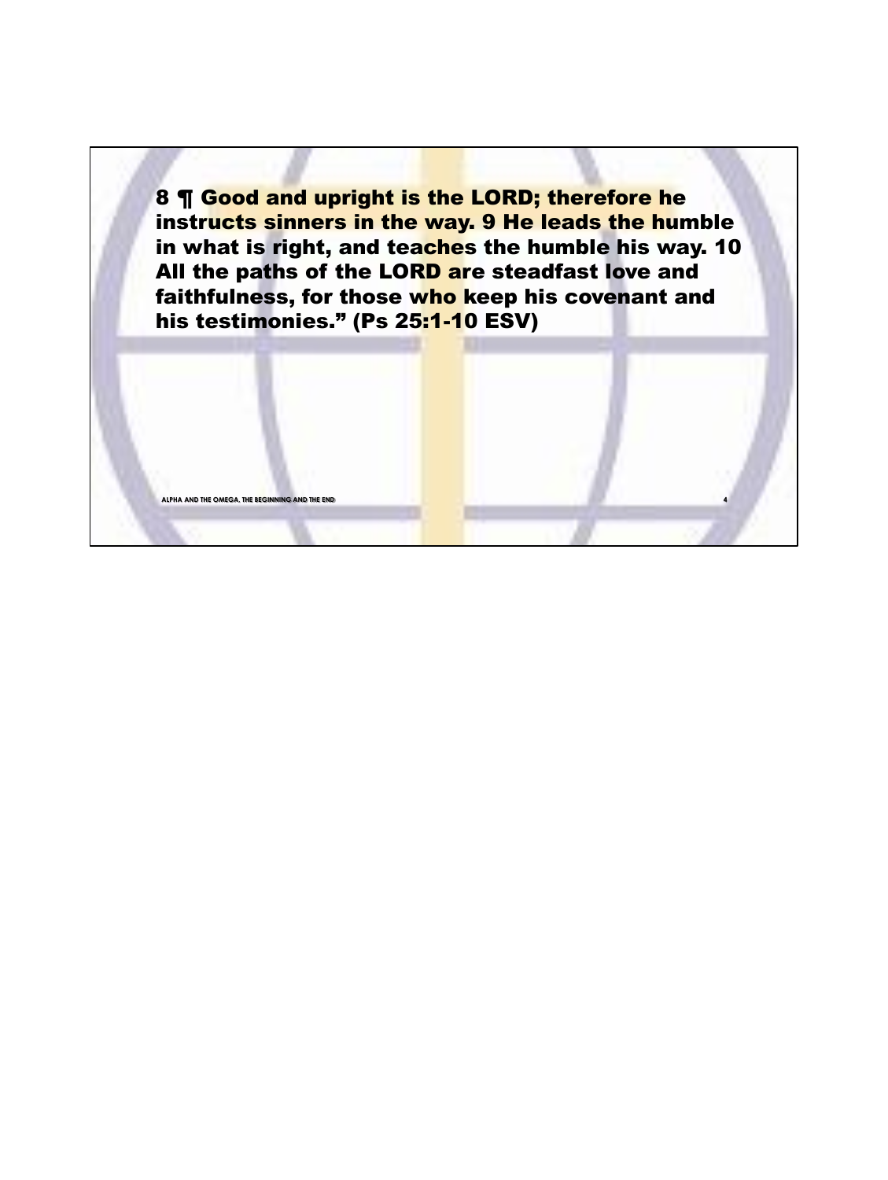8 ¶ Good and upright is the LORD; therefore he instructs sinners in the way. 9 He leads the humble in what is right, and teaches the humble his way. 10 All the paths of the LORD are steadfast love and faithfulness, for those who keep his covenant and his testimonies." (Ps 25:1-10 ESV)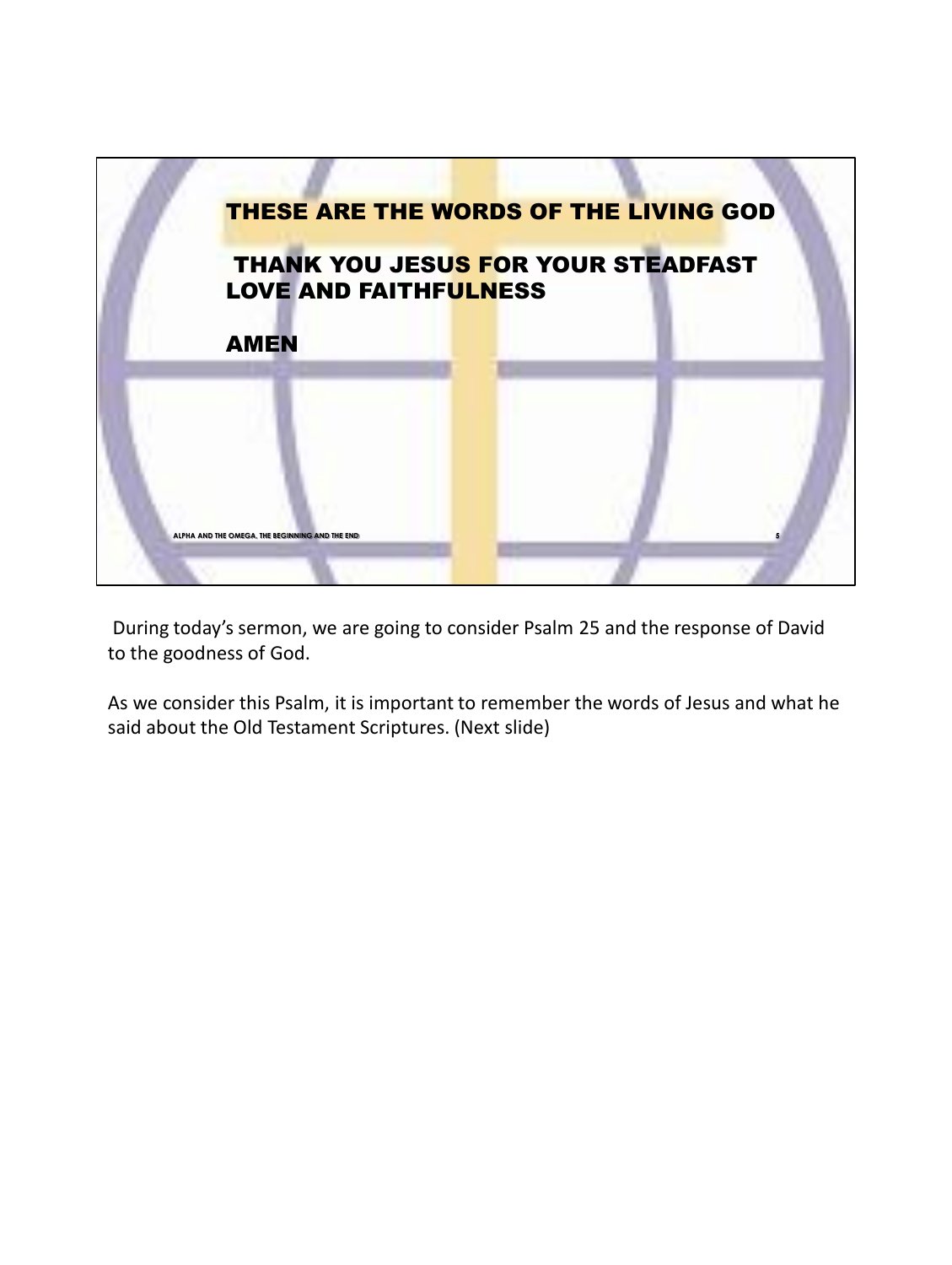THESE ARE THE WORDS OF THE LIVING GOD

THANK YOU JESUS FOR YOUR STEADFAST LOVE AND FAITHFULNESS

AMEN

ALPHA AND THE OMEGA, THE BEGINNING AND THE END

During today's sermon, we are going to consider Psalm 25 and the response of David to the goodness of God.

As we consider this Psalm, it is important to remember the words of Jesus and what he said about the Old Testament Scriptures. (Next slide)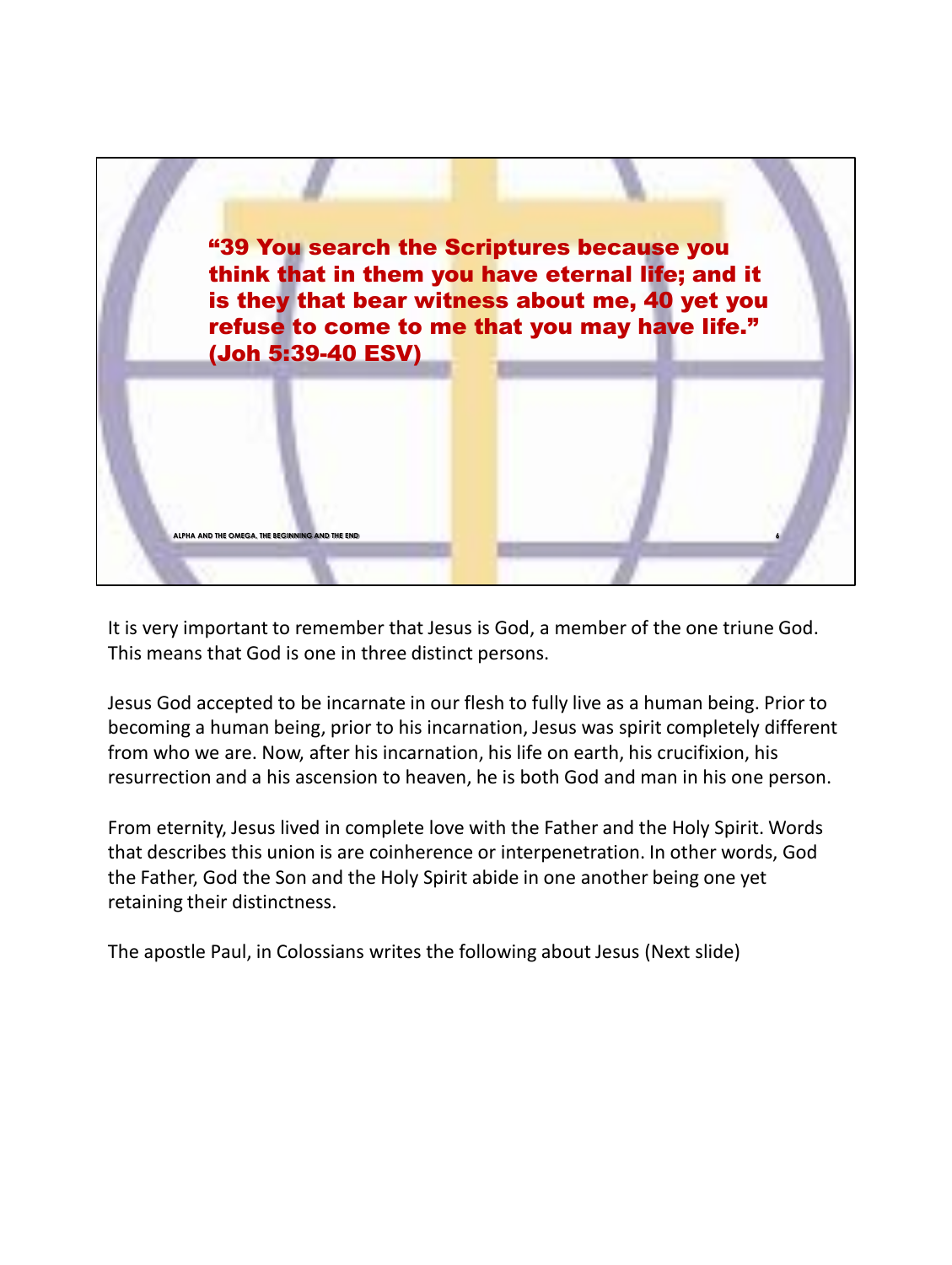"39 You search the Scriptures because you think that in them you have eternal life; and it is they that bear witness about me, 40 yet you refuse to come to me that you may have life." (Joh 5:39-40 ESV)

It is very important to remember that Jesus is God, a member of the one triune God. This means that God is one in three distinct persons.

Jesus God accepted to be incarnate in our flesh to fully live as a human being. Prior to becoming a human being, prior to his incarnation, Jesus was spirit completely different from who we are. Now, after his incarnation, his life on earth, his crucifixion, his resurrection and a his ascension to heaven, he is both God and man in his one person.

From eternity, Jesus lived in complete love with the Father and the Holy Spirit. Words that describes this union is are coinherence or interpenetration. In other words, God the Father, God the Son and the Holy Spirit abide in one another being one yet retaining their distinctness.

The apostle Paul, in Colossians writes the following about Jesus (Next slide)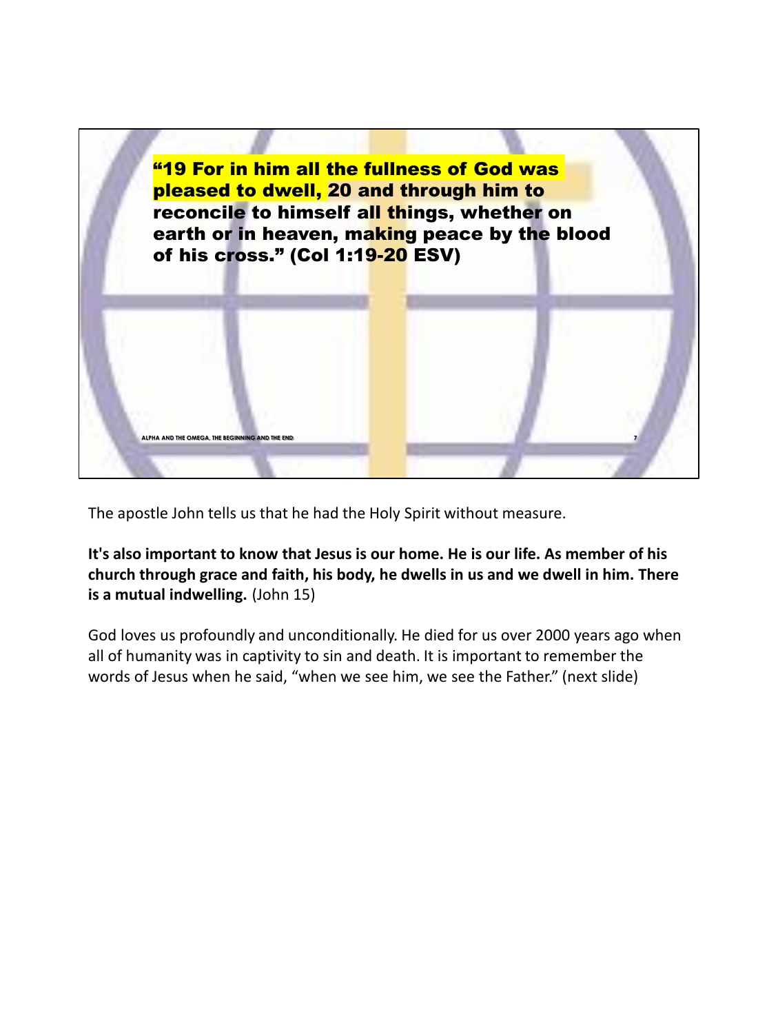**"19 For in him all the fullness of God was pleased to dwell, 20 and through him to reconcile to himself all things, whether on earth or in heaven, making peace by the blood of his cross." (Col 1:19-20 ESV)**

The apostle John tells us that he had the Holy Spirit without measure.

**It's also important to know that Jesus is our home. He is our life. As member of his church through grace and faith, his body, he dwells in us and we dwell in him. There is a mutual indwelling.** (John 15)

God loves us profoundly and unconditionally. He died for us over 2000 years ago when all of humanity was in captivity to sin and death. It is important to remember the words of Jesus when he said, "when we see him, we see the Father." (next slide)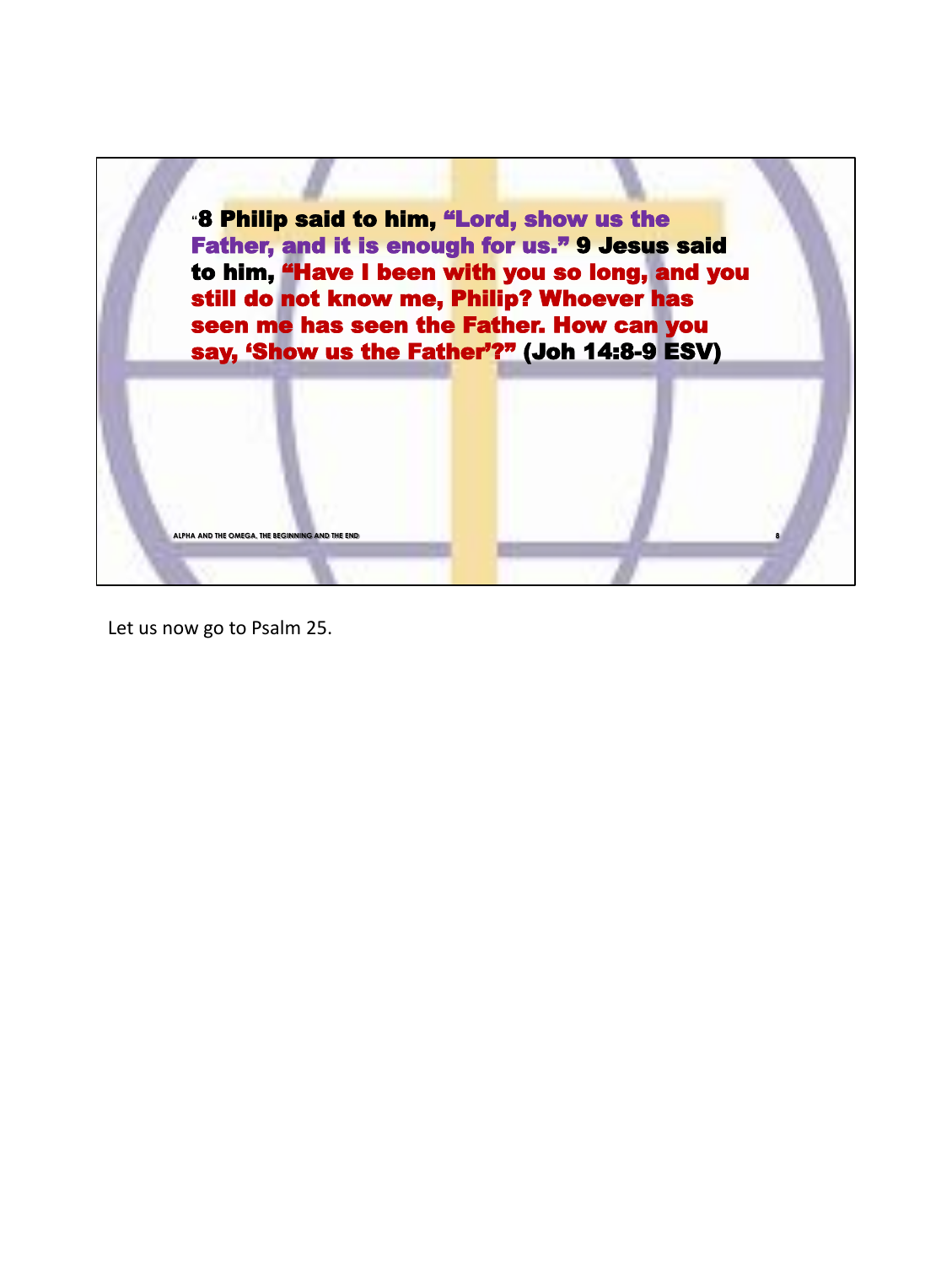"8 Philip said to him, "Lord, show us the Father, and it is enough for us." 9 Jesus said to him, "Have I been with you so long, and you still do not know me, Philip? Whoever has seen me has seen the Father. How can you say, 'Show us the Father'?" (Joh 14:8-9 ESV)

ALPHA AND THE OMEGA, THE BEGINNING AND THE END

Let us now go to Psalm 25.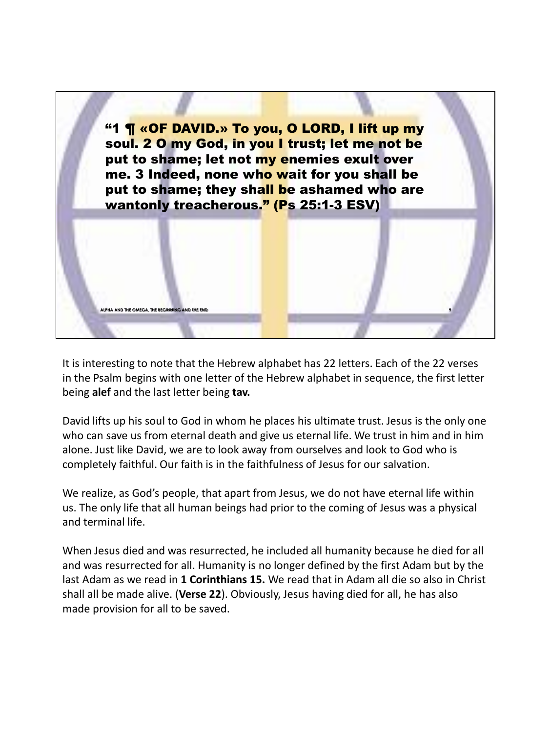"1 ¶ «OF DAVID.» To you, O LORD, I lift up my soul. 2 O my God, in you I trust; let me not be put to shame; let not my enemies exult over me. 3 Indeed, none who wait for you shall be put to shame; they shall be ashamed who are wantonly treacherous." (Ps 25:1-3 ESV)

It is interesting to note that the Hebrew alphabet has 22 letters. Each of the 22 verses in the Psalm begins with one letter of the Hebrew alphabet in sequence, the first letter being **alef** and the last letter being **tav.**

David lifts up his soul to God in whom he places his ultimate trust. Jesus is the only one who can save us from eternal death and give us eternal life. We trust in him and in him alone. Just like David, we are to look away from ourselves and look to God who is completely faithful. Our faith is in the faithfulness of Jesus for our salvation.

We realize, as God's people, that apart from Jesus, we do not have eternal life within us. The only life that all human beings had prior to the coming of Jesus was a physical and terminal life.

When Jesus died and was resurrected, he included all humanity because he died for all and was resurrected for all. Humanity is no longer defined by the first Adam but by the last Adam as we read in **1 Corinthians 15.** We read that in Adam all die so also in Christ shall all be made alive. (**Verse 22**). Obviously, Jesus having died for all, he has also made provision for all to be saved.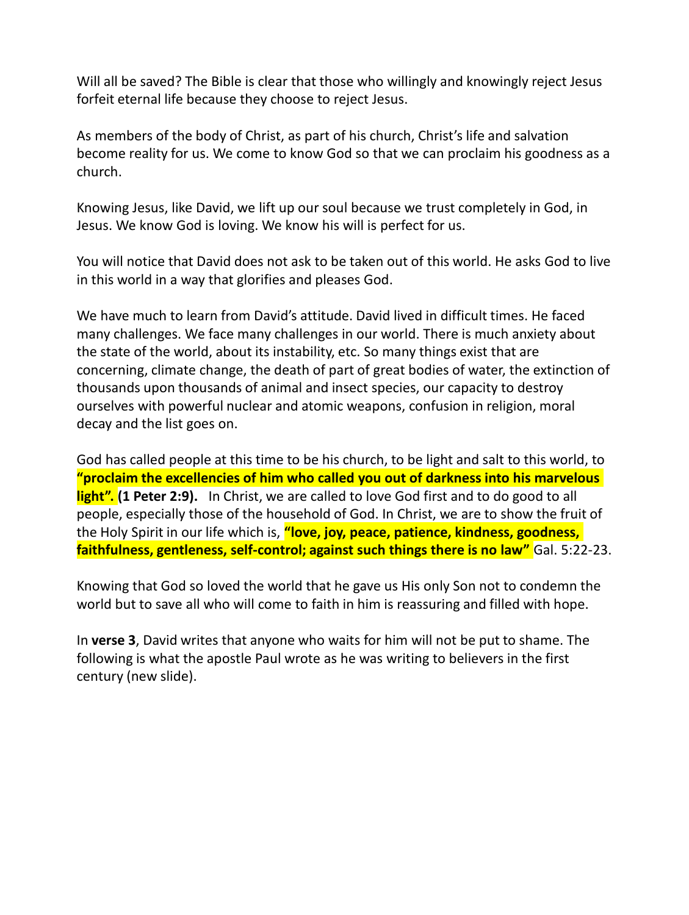Will all be saved? The Bible is clear that those who willingly and knowingly reject Jesus forfeit eternal life because they choose to reject Jesus.

As members of the body of Christ, as part of his church, Christ's life and salvation become reality for us. We come to know God so that we can proclaim his goodness as a church.

Knowing Jesus, like David, we lift up our soul because we trust completely in God, in Jesus. We know God is loving. We know his will is perfect for us.

You will notice that David does not ask to be taken out of this world. He asks God to live in this world in a way that glorifies and pleases God.

We have much to learn from David's attitude. David lived in difficult times. He faced many challenges. We face many challenges in our world. There is much anxiety about the state of the world, about its instability, etc. So many things exist that are concerning, climate change, the death of part of great bodies of water, the extinction of thousands upon thousands of animal and insect species, our capacity to destroy ourselves with powerful nuclear and atomic weapons, confusion in religion, moral decay and the list goes on.

God has called people at this time to be his church, to be light and salt to this world, to **"proclaim the excellencies of him who called you out of darkness into his marvelous light". (1 Peter 2:9).** In Christ, we are called to love God first and to do good to all people, especially those of the household of God. In Christ, we are to show the fruit of the Holy Spirit in our life which is, **"love, joy, peace, patience, kindness, goodness, faithfulness, gentleness, self-control; against such things there is no law"** Gal. 5:22-23.

Knowing that God so loved the world that he gave us His only Son not to condemn the world but to save all who will come to faith in him is reassuring and filled with hope.

In **verse 3**, David writes that anyone who waits for him will not be put to shame. The following is what the apostle Paul wrote as he was writing to believers in the first century (new slide).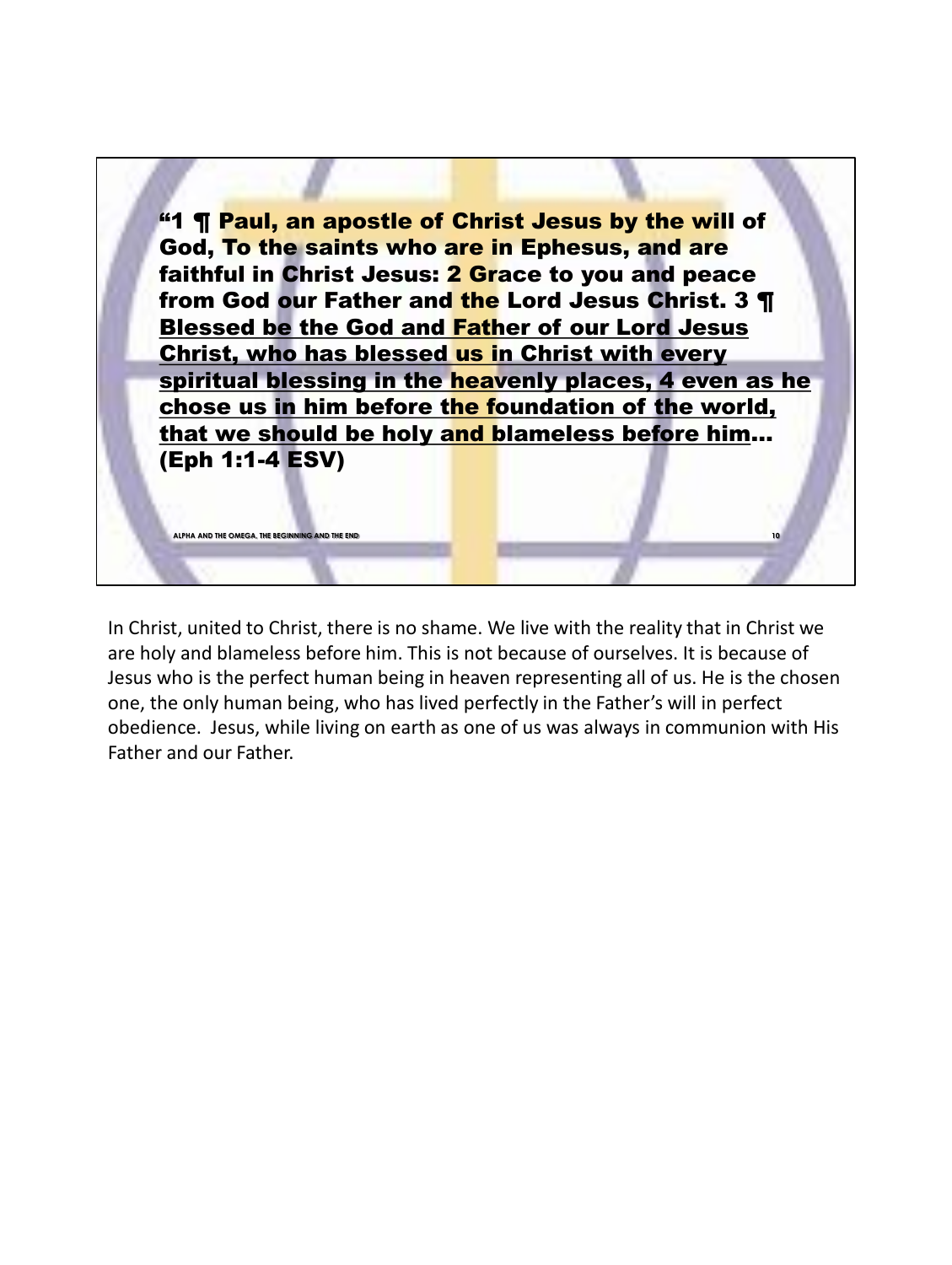"1 ¶ Paul, an apostle of Christ Jesus by the will of God, To the saints who are in Ephesus, and are faithful in Christ Jesus: 2 Grace to you and peace from God our Father and the Lord Jesus Christ. 3 ¶ <u>Blessed be the God and Father of our Lord Jesus Christ, who has blessed us in Christ with every spiritual blessing in the heavenly places, 4 even as he chose us in him before the foundation of the world, that we should be holy and blameless before him</u>… (Eph 1:1-4 ESV)

In Christ, united to Christ, there is no shame. We live with the reality that in Christ we are holy and blameless before him. This is not because of ourselves. It is because of Jesus who is the perfect human being in heaven representing all of us. He is the chosen one, the only human being, who has lived perfectly in the Father's will in perfect obedience. Jesus, while living on earth as one of us was always in communion with His Father and our Father.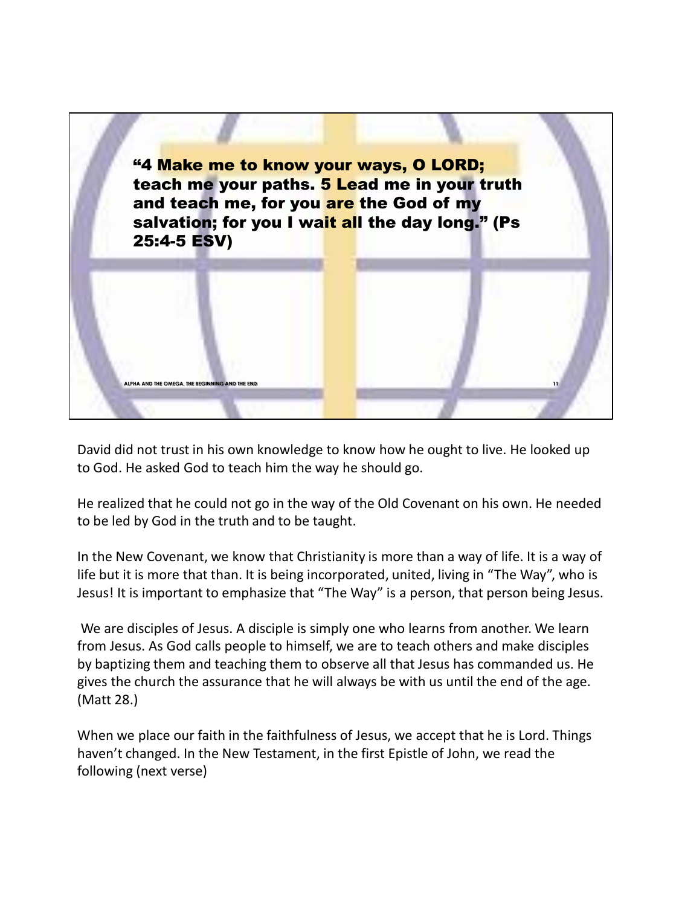"4 Make me to know your ways, O LORD; teach me your paths. 5 Lead me in your truth and teach me, for you are the God of my salvation; for you I wait all the day long." (Ps 25:4-5 ESV)

David did not trust in his own knowledge to know how he ought to live. He looked up to God. He asked God to teach him the way he should go.

He realized that he could not go in the way of the Old Covenant on his own. He needed to be led by God in the truth and to be taught.

In the New Covenant, we know that Christianity is more than a way of life. It is a way of life but it is more that than. It is being incorporated, united, living in "The Way", who is Jesus! It is important to emphasize that "The Way" is a person, that person being Jesus.

We are disciples of Jesus. A disciple is simply one who learns from another. We learn from Jesus. As God calls people to himself, we are to teach others and make disciples by baptizing them and teaching them to observe all that Jesus has commanded us. He gives the church the assurance that he will always be with us until the end of the age. (Matt 28.)

When we place our faith in the faithfulness of Jesus, we accept that he is Lord. Things haven't changed. In the New Testament, in the first Epistle of John, we read the following (next verse)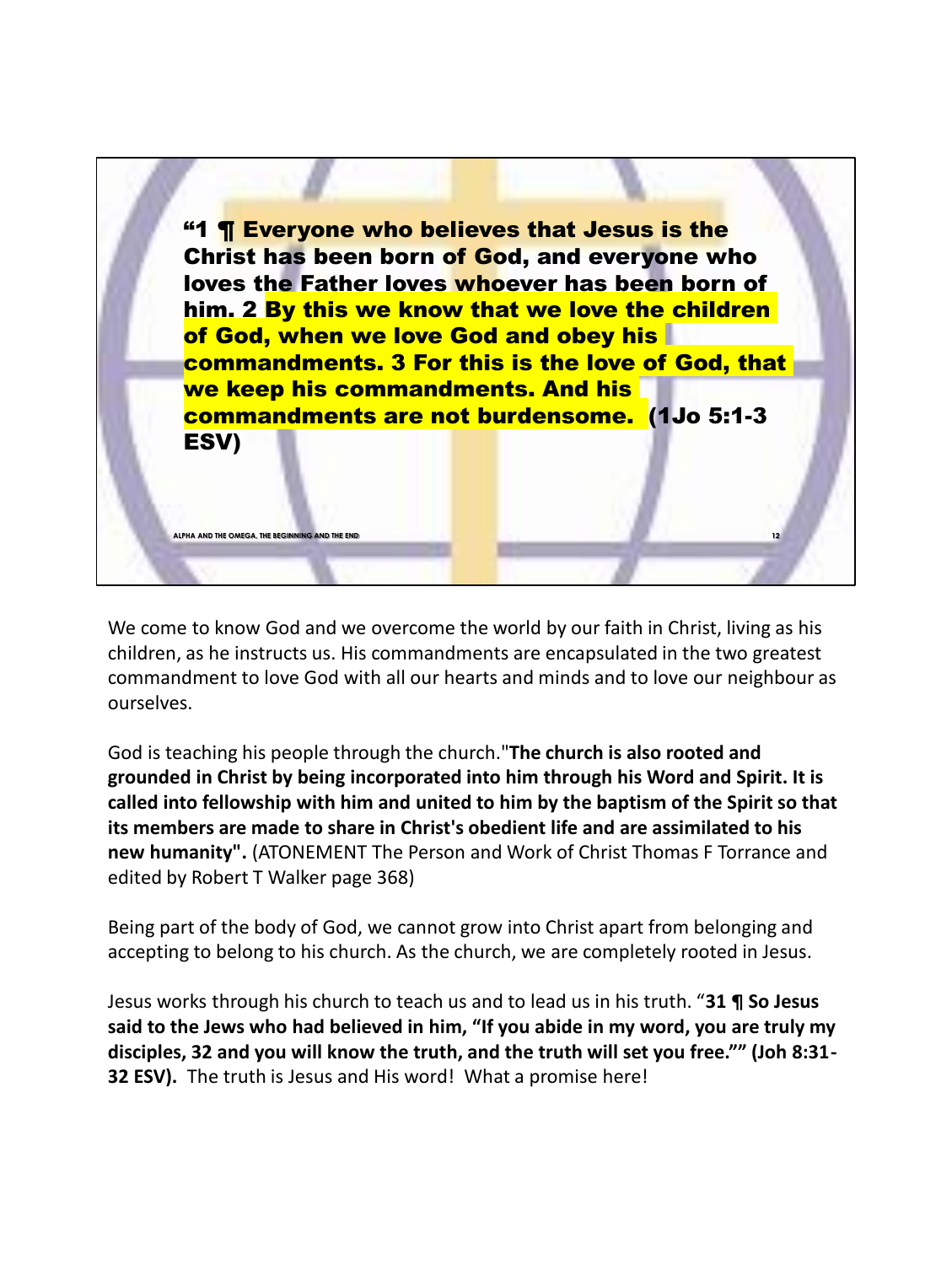"1 ¶ Everyone who believes that Jesus is the Christ has been born of God, and everyone who loves the Father loves whoever has been born of him. 2 By this we know that we love the children of God, when we love God and obey his commandments. 3 For this is the love of God, that we keep his commandments. And his commandments are not burdensome. (1Jo 5:1-3 ESV)

ALPHA AND THE OMEGA, THE BEGINNING AND THE END

We come to know God and we overcome the world by our faith in Christ, living as his children, as he instructs us. His commandments are encapsulated in the two greatest commandment to love God with all our hearts and minds and to love our neighbour as ourselves.

God is teaching his people through the church."**The church is also rooted and grounded in Christ by being incorporated into him through his Word and Spirit. It is called into fellowship with him and united to him by the baptism of the Spirit so that its members are made to share in Christ's obedient life and are assimilated to his new humanity".** (ATONEMENT The Person and Work of Christ Thomas F Torrance and edited by Robert T Walker page 368)

Being part of the body of God, we cannot grow into Christ apart from belonging and accepting to belong to his church. As the church, we are completely rooted in Jesus.

Jesus works through his church to teach us and to lead us in his truth. "**31 ¶ So Jesus said to the Jews who had believed in him, "If you abide in my word, you are truly my disciples, 32 and you will know the truth, and the truth will set you free."" (Joh 8:31-32 ESV).** The truth is Jesus and His word! What a promise here!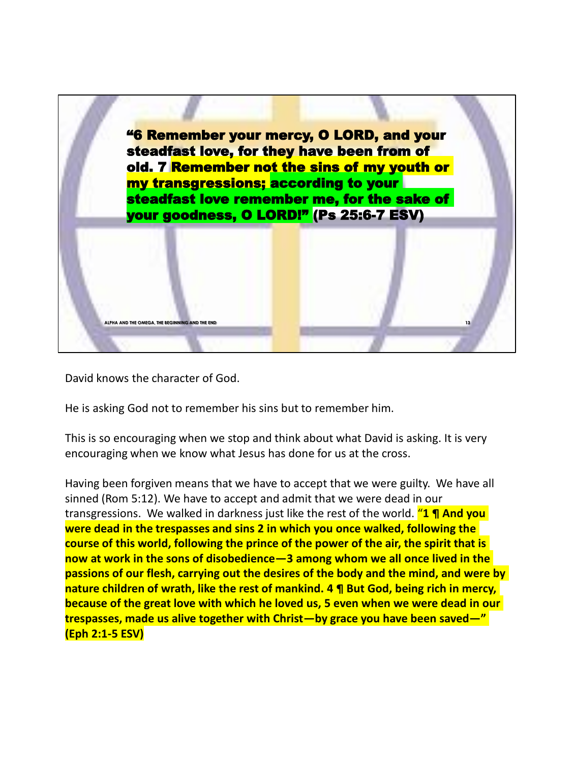**“6 Remember your mercy, O LORD, and your steadfast love, for they have been from of old. 7 Remember not the sins of my youth or my transgressions; according to your steadfast love remember me, for the sake of your goodness, O LORD!” (Ps 25:6-7 ESV)**

ALPHA AND THE OMEGA, THE BEGINNING AND THE END

David knows the character of God.

He is asking God not to remember his sins but to remember him.

This is so encouraging when we stop and think about what David is asking. It is very encouraging when we know what Jesus has done for us at the cross.

Having been forgiven means that we have to accept that we were guilty. We have all sinned (Rom 5:12). We have to accept and admit that we were dead in our transgressions. We walked in darkness just like the rest of the world. **“1 ¶ And you were dead in the trespasses and sins 2 in which you once walked, following the course of this world, following the prince of the power of the air, the spirit that is now at work in the sons of disobedience—3 among whom we all once lived in the passions of our flesh, carrying out the desires of the body and the mind, and were by nature children of wrath, like the rest of mankind. 4 ¶ But God, being rich in mercy, because of the great love with which he loved us, 5 even when we were dead in our trespasses, made us alive together with Christ—by grace you have been saved—” (Eph 2:1-5 ESV)**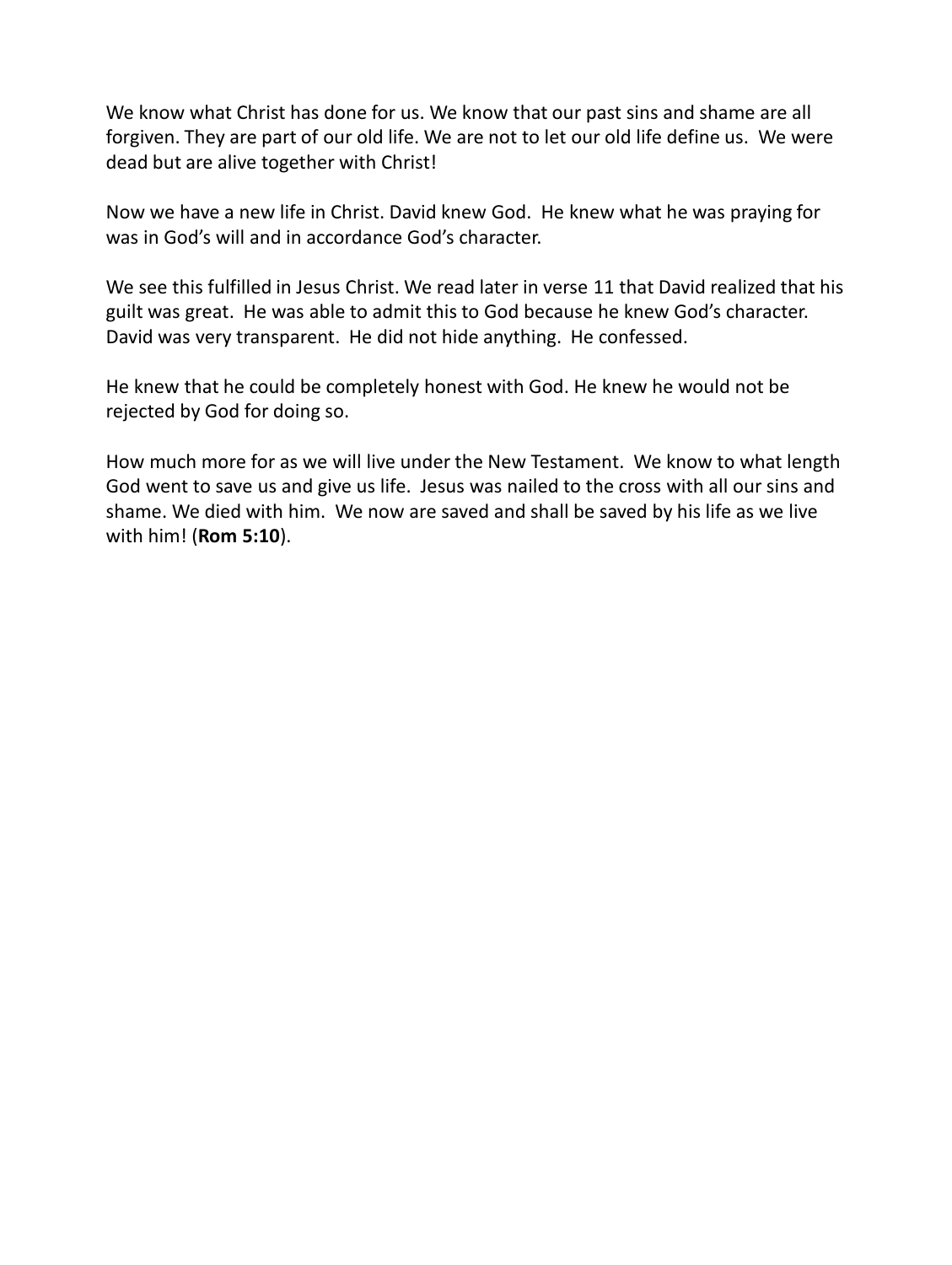We know what Christ has done for us. We know that our past sins and shame are all forgiven. They are part of our old life. We are not to let our old life define us. We were dead but are alive together with Christ!

Now we have a new life in Christ. David knew God. He knew what he was praying for was in God's will and in accordance God's character.

We see this fulfilled in Jesus Christ. We read later in verse 11 that David realized that his guilt was great. He was able to admit this to God because he knew God's character. David was very transparent. He did not hide anything. He confessed.

He knew that he could be completely honest with God. He knew he would not be rejected by God for doing so.

How much more for as we will live under the New Testament. We know to what length God went to save us and give us life. Jesus was nailed to the cross with all our sins and shame. We died with him. We now are saved and shall be saved by his life as we live with him! (**Rom 5:10**).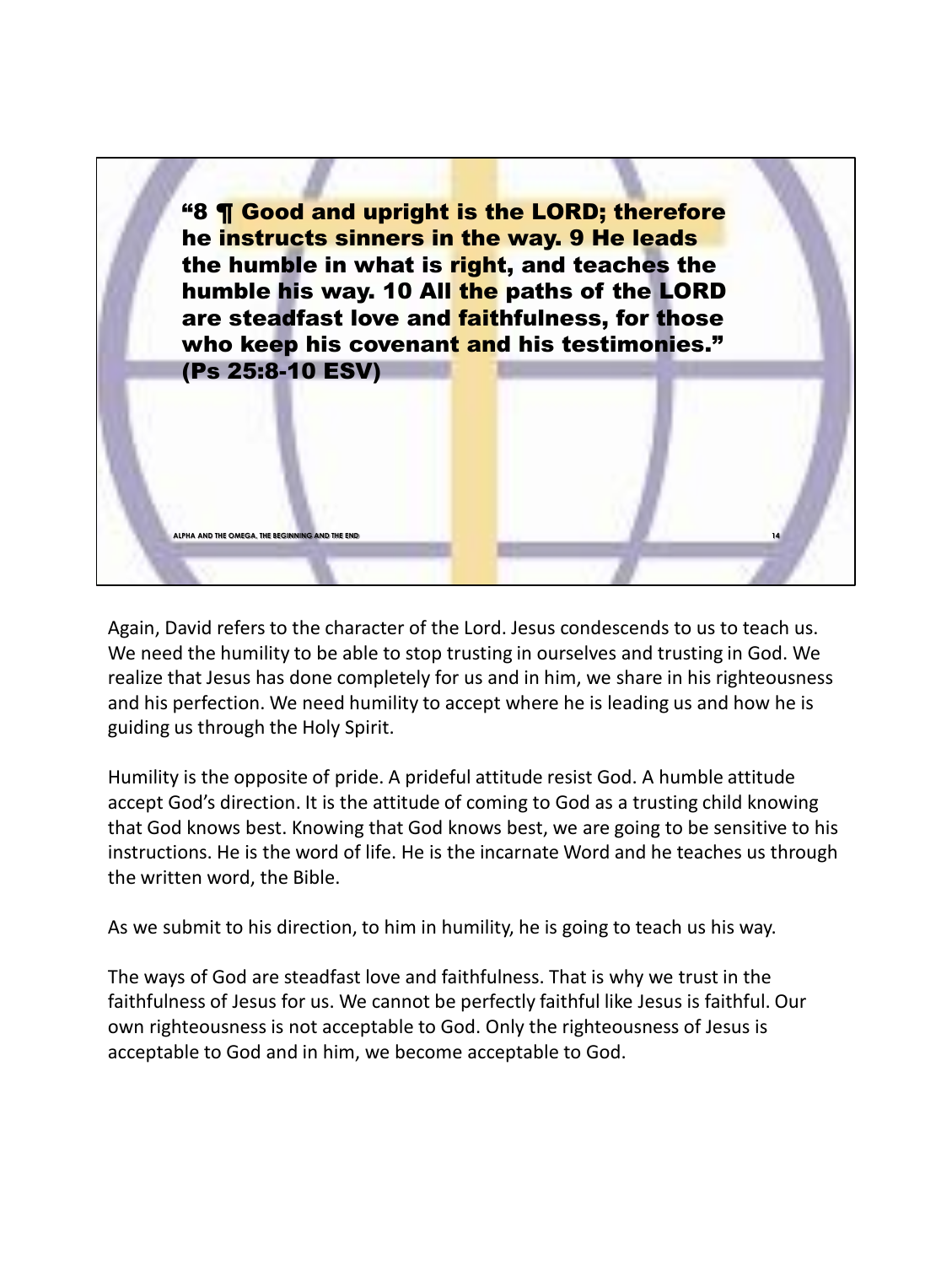"8 ¶ Good and upright is the LORD; therefore he instructs sinners in the way. 9 He leads the humble in what is right, and teaches the humble his way. 10 All the paths of the LORD are steadfast love and faithfulness, for those who keep his covenant and his testimonies." (Ps 25:8-10 ESV)

Again, David refers to the character of the Lord. Jesus condescends to us to teach us. We need the humility to be able to stop trusting in ourselves and trusting in God. We realize that Jesus has done completely for us and in him, we share in his righteousness and his perfection. We need humility to accept where he is leading us and how he is guiding us through the Holy Spirit.

Humility is the opposite of pride. A prideful attitude resist God. A humble attitude accept God's direction. It is the attitude of coming to God as a trusting child knowing that God knows best. Knowing that God knows best, we are going to be sensitive to his instructions. He is the word of life. He is the incarnate Word and he teaches us through the written word, the Bible.

As we submit to his direction, to him in humility, he is going to teach us his way.

The ways of God are steadfast love and faithfulness. That is why we trust in the faithfulness of Jesus for us. We cannot be perfectly faithful like Jesus is faithful. Our own righteousness is not acceptable to God. Only the righteousness of Jesus is acceptable to God and in him, we become acceptable to God.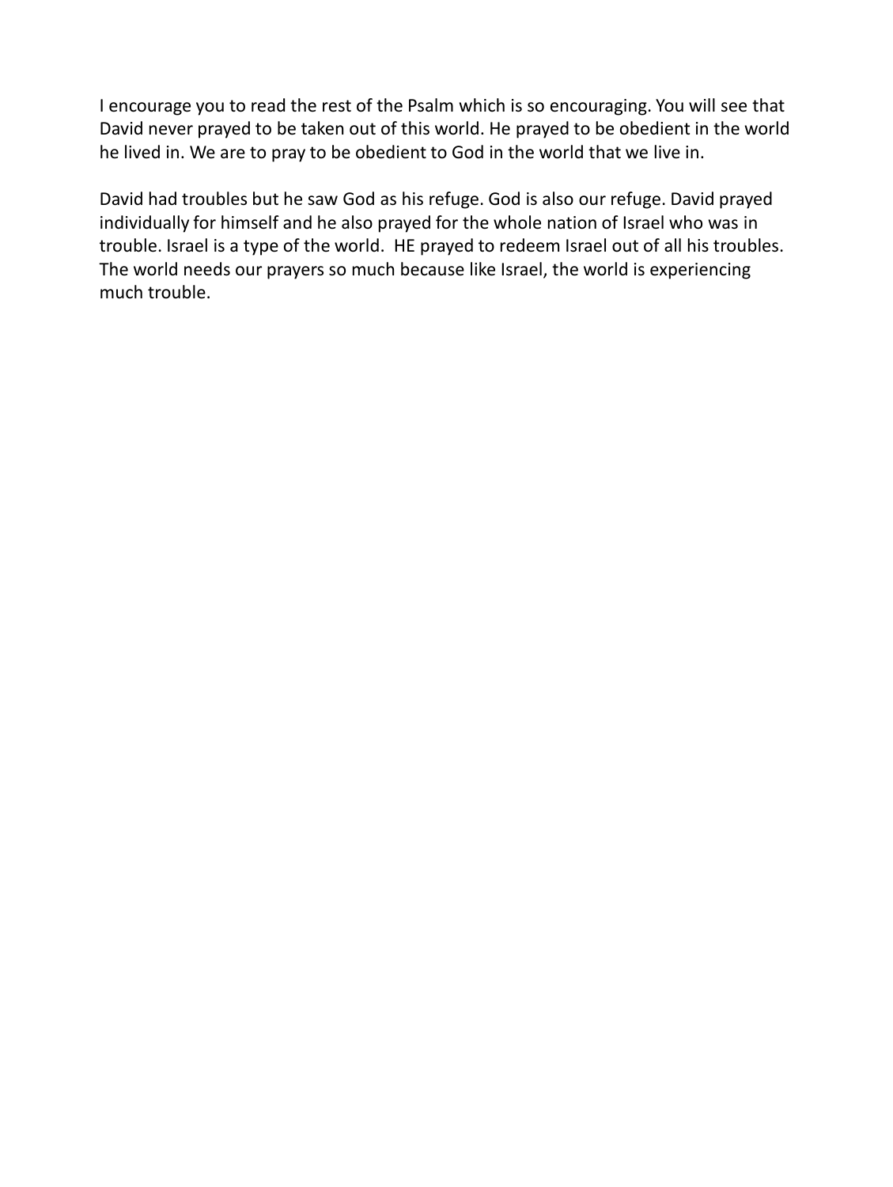I encourage you to read the rest of the Psalm which is so encouraging. You will see that David never prayed to be taken out of this world. He prayed to be obedient in the world he lived in. We are to pray to be obedient to God in the world that we live in.

David had troubles but he saw God as his refuge. God is also our refuge. David prayed individually for himself and he also prayed for the whole nation of Israel who was in trouble. Israel is a type of the world. HE prayed to redeem Israel out of all his troubles. The world needs our prayers so much because like Israel, the world is experiencing much trouble.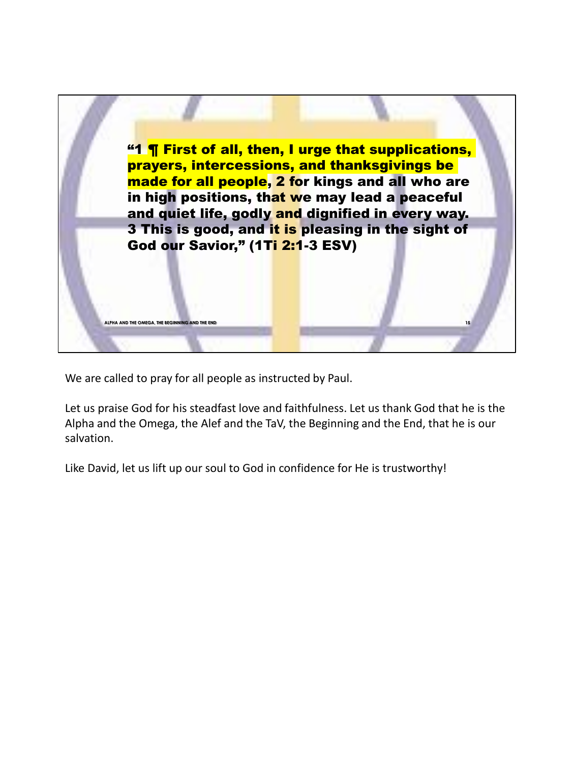**"1 ¶ First of all, then, I urge that supplications, prayers, intercessions, and thanksgivings be made for all people, 2 for kings and all who are in high positions, that we may lead a peaceful and quiet life, godly and dignified in every way. 3 This is good, and it is pleasing in the sight of God our Savior," (1Ti 2:1-3 ESV)**

ALPHA AND THE OMEGA, THE BEGINNING AND THE END

We are called to pray for all people as instructed by Paul.

Let us praise God for his steadfast love and faithfulness. Let us thank God that he is the Alpha and the Omega, the Alef and the TaV, the Beginning and the End, that he is our salvation.

Like David, let us lift up our soul to God in confidence for He is trustworthy!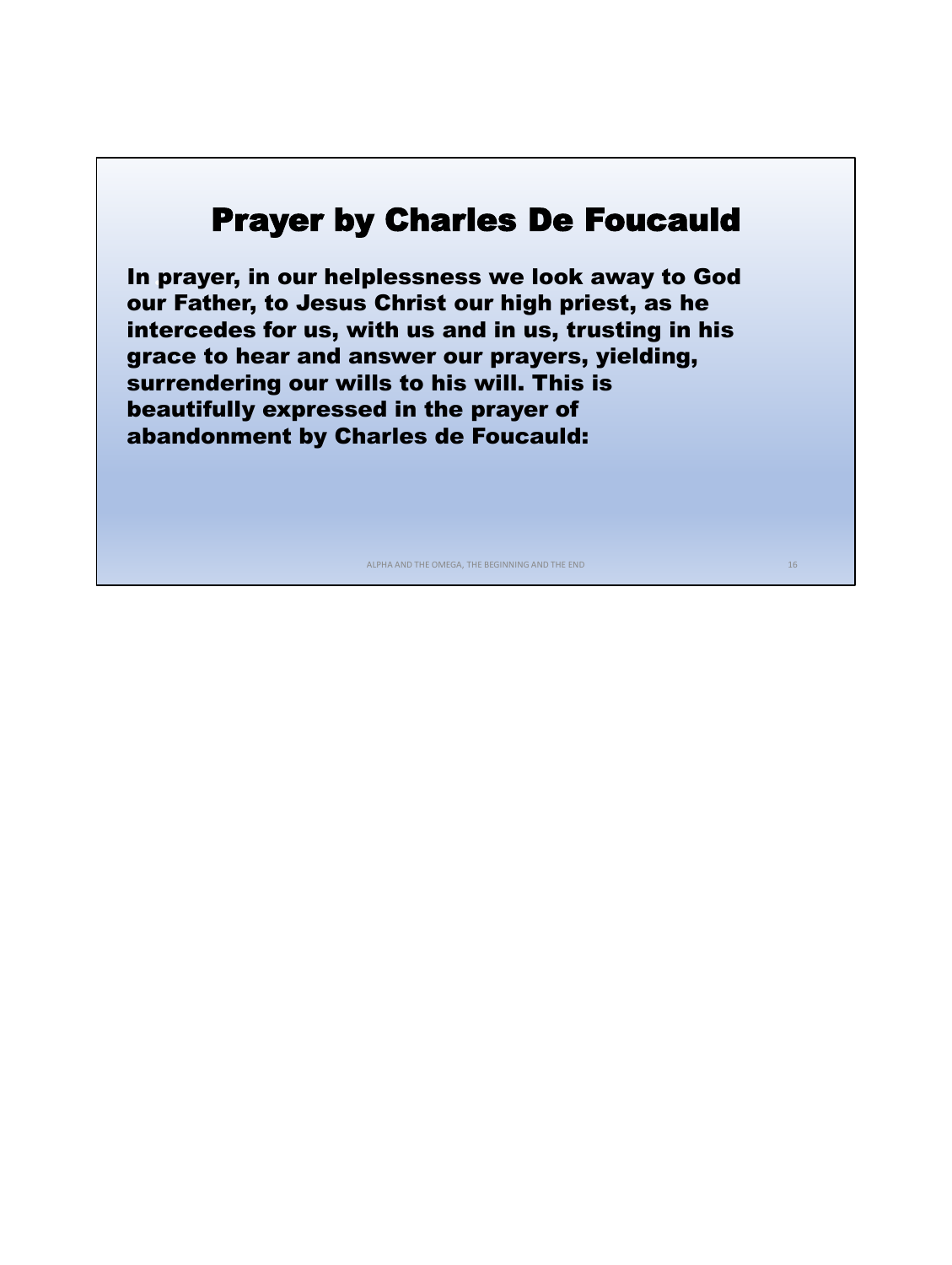# Prayer by Charles De Foucauld

**In prayer, in our helplessness we look away to God our Father, to Jesus Christ our high priest, as he intercedes for us, with us and in us, trusting in his grace to hear and answer our prayers, yielding, surrendering our wills to his will. This is beautifully expressed in the prayer of abandonment by Charles de Foucauld:**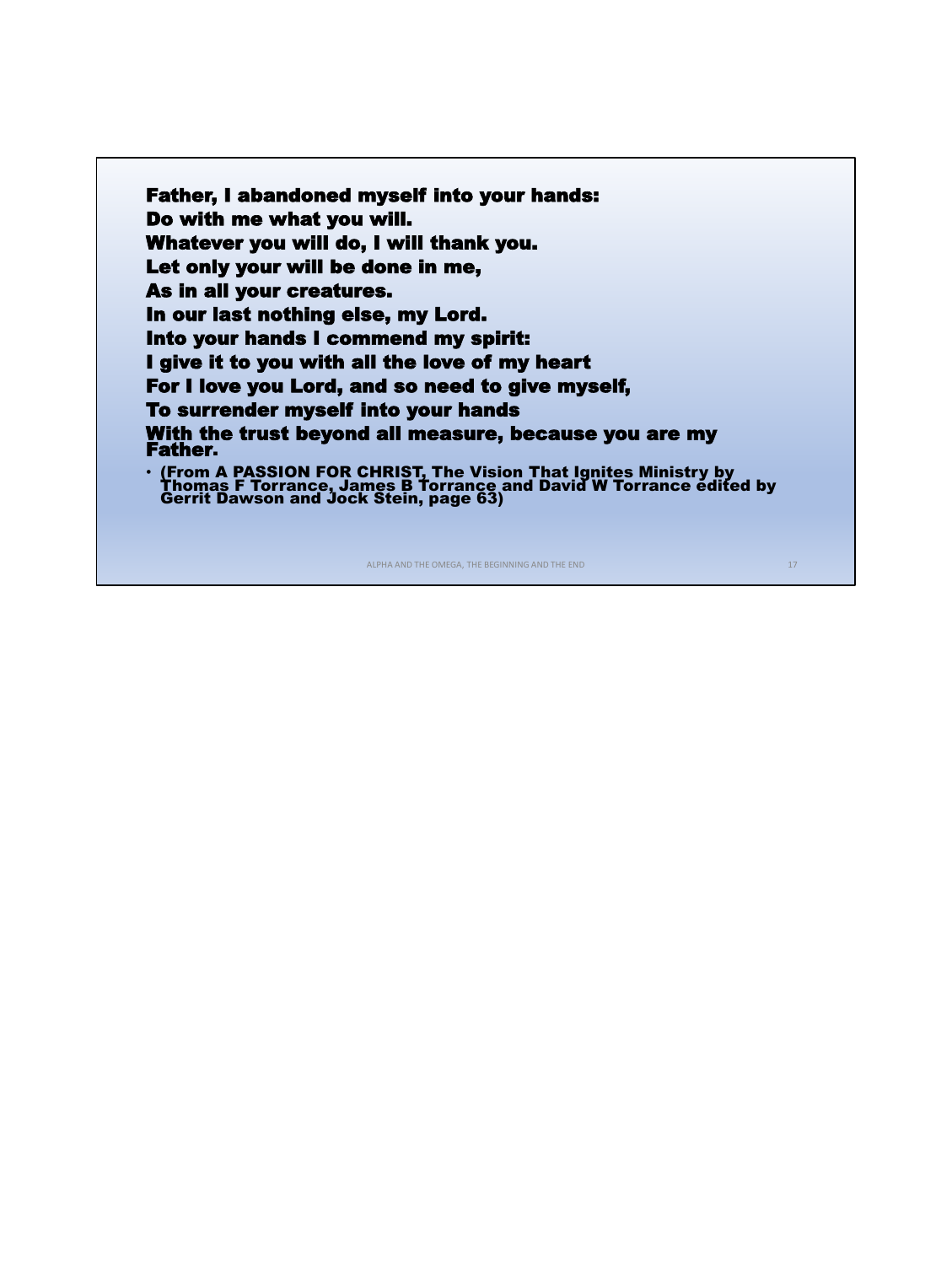Father, I abandoned myself into your hands:
Do with me what you will.
Whatever you will do, I will thank you.
Let only your will be done in me,
As in all your creatures.
In our last nothing else, my Lord.
Into your hands I commend my spirit:
I give it to you with all the love of my heart
For I love you Lord, and so need to give myself,
To surrender myself into your hands
With the trust beyond all measure, because you are my Father.

- (From A PASSION FOR CHRIST, The Vision That Ignites Ministry by Thomas F Torrance, James B Torrance and David W Torrance edited by Gerrit Dawson and Jock Stein, page 63)